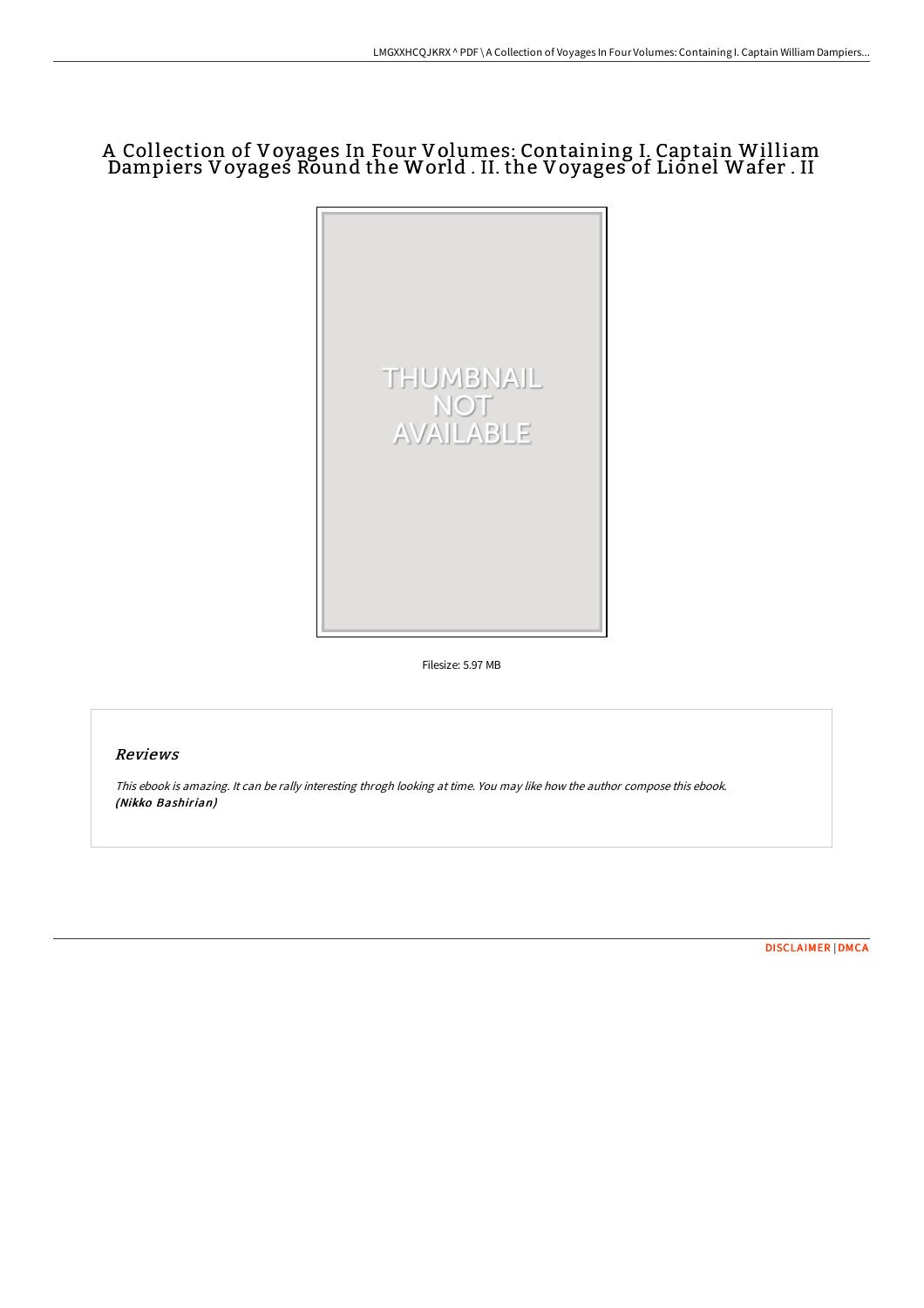# A Collection of Voyages In Four Volumes: Containing I. Captain William Dampiers Voyages Round the World . II. the Voyages of Lionel Wafer . II

THUMBNAIL NOT AVAILABLE

Filesize: 5.97 MB

## Reviews

*This ebook is amazing. It can be rally interesting throgh looking at time. You may like how the author compose this ebook.*
***(Nikko Bashirian)***

DISCLAIMER | DMCA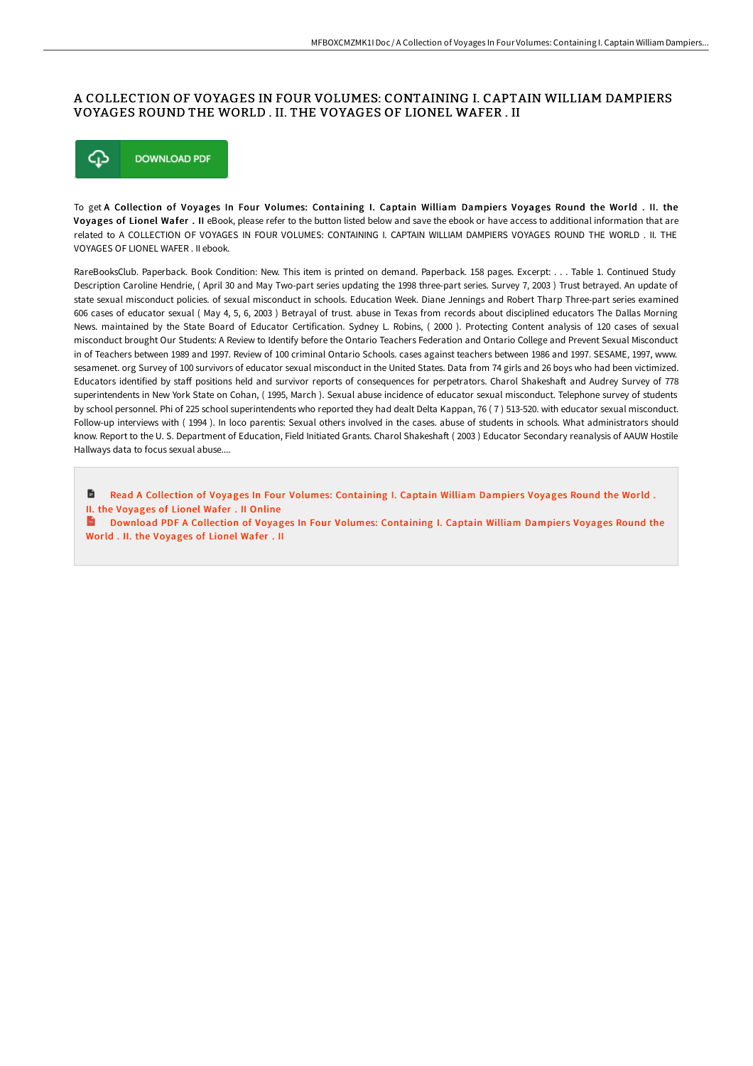# A COLLECTION OF VOYAGES IN FOUR VOLUMES: CONTAINING I. CAPTAIN WILLIAM DAMPIERS VOYAGES ROUND THE WORLD . II. THE VOYAGES OF LIONEL WAFER . II

DOWNLOAD PDF

To get **A Collection of Voyages In Four Volumes: Containing I. Captain William Dampiers Voyages Round the World . II. the Voyages of Lionel Wafer . II** eBook, please refer to the button listed below and save the ebook or have access to additional information that are related to A COLLECTION OF VOYAGES IN FOUR VOLUMES: CONTAINING I. CAPTAIN WILLIAM DAMPIERS VOYAGES ROUND THE WORLD . II. THE VOYAGES OF LIONEL WAFER . II ebook.

RareBooksClub. Paperback. Book Condition: New. This item is printed on demand. Paperback. 158 pages. Excerpt: . . . Table 1. Continued Study Description Caroline Hendrie, ( April 30 and May Two-part series updating the 1998 three-part series. Survey 7, 2003 ) Trust betrayed. An update of state sexual misconduct policies. of sexual misconduct in schools. Education Week. Diane Jennings and Robert Tharp Three-part series examined 606 cases of educator sexual ( May 4, 5, 6, 2003 ) Betrayal of trust. abuse in Texas from records about disciplined educators The Dallas Morning News. maintained by the State Board of Educator Certification. Sydney L. Robins, ( 2000 ). Protecting Content analysis of 120 cases of sexual misconduct brought Our Students: A Review to Identify before the Ontario Teachers Federation and Ontario College and Prevent Sexual Misconduct in of Teachers between 1989 and 1997. Review of 100 criminal Ontario Schools. cases against teachers between 1986 and 1997. SESAME, 1997, www. sesamenet. org Survey of 100 survivors of educator sexual misconduct in the United States. Data from 74 girls and 26 boys who had been victimized. Educators identified by staff positions held and survivor reports of consequences for perpetrators. Charol Shakeshaft and Audrey Survey of 778 superintendents in New York State on Cohan, ( 1995, March ). Sexual abuse incidence of educator sexual misconduct. Telephone survey of students by school personnel. Phi of 225 school superintendents who reported they had dealt Delta Kappan, 76 ( 7 ) 513-520. with educator sexual misconduct. Follow-up interviews with ( 1994 ). In loco parentis: Sexual others involved in the cases. abuse of students in schools. What administrators should know. Report to the U. S. Department of Education, Field Initiated Grants. Charol Shakeshaft ( 2003 ) Educator Secondary reanalysis of AAUW Hostile Hallways data to focus sexual abuse....

- Read A Collection of Voyages In Four Volumes: Containing I. Captain William Dampiers Voyages Round the World . II. the Voyages of Lionel Wafer . II Online
- Download PDF A Collection of Voyages In Four Volumes: Containing I. Captain William Dampiers Voyages Round the World . II. the Voyages of Lionel Wafer . II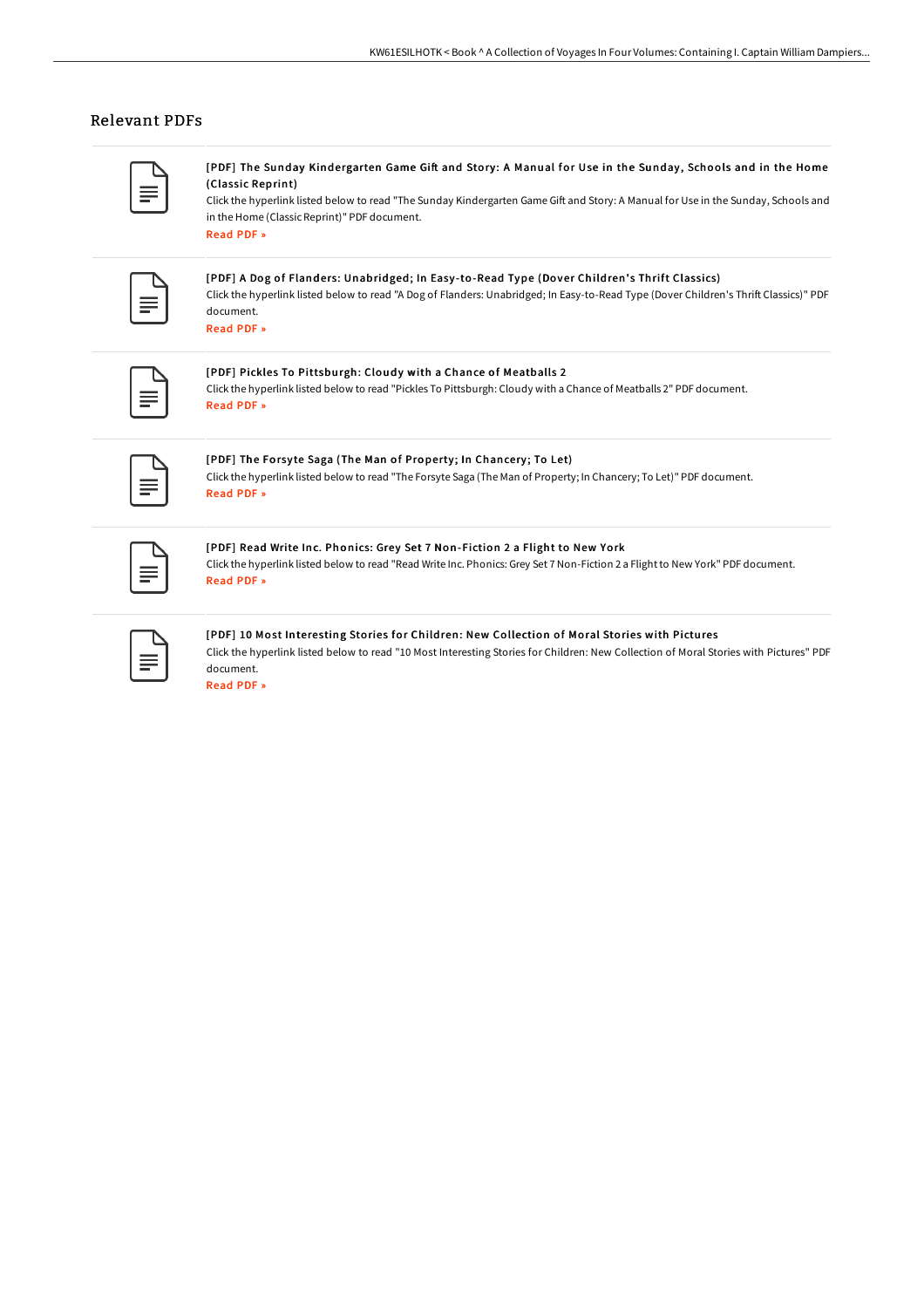## Relevant PDFs

[PDF] The Sunday Kindergarten Game Gift and Story: A Manual for Use in the Sunday, Schools and in the Home (Classic Reprint)

Click the hyperlink listed below to read "The Sunday Kindergarten Game Gift and Story: A Manual for Use in the Sunday, Schools and in the Home (Classic Reprint)" PDF document.

Read PDF »

[PDF] A Dog of Flanders: Unabridged; In Easy-to-Read Type (Dover Children's Thrift Classics)

Click the hyperlink listed below to read "A Dog of Flanders: Unabridged; In Easy-to-Read Type (Dover Children's Thrift Classics)" PDF document.

Read PDF »

[PDF] Pickles To Pittsburgh: Cloudy with a Chance of Meatballs 2

Click the hyperlink listed below to read "Pickles To Pittsburgh: Cloudy with a Chance of Meatballs 2" PDF document.

Read PDF »

[PDF] The Forsyte Saga (The Man of Property; In Chancery; To Let)

Click the hyperlink listed below to read "The Forsyte Saga (The Man of Property; In Chancery; To Let)" PDF document.

Read PDF »

[PDF] Read Write Inc. Phonics: Grey Set 7 Non-Fiction 2 a Flight to New York

Click the hyperlink listed below to read "Read Write Inc. Phonics: Grey Set 7 Non-Fiction 2 a Flight to New York" PDF document.

Read PDF »

[PDF] 10 Most Interesting Stories for Children: New Collection of Moral Stories with Pictures

Click the hyperlink listed below to read "10 Most Interesting Stories for Children: New Collection of Moral Stories with Pictures" PDF document.

Read PDF »